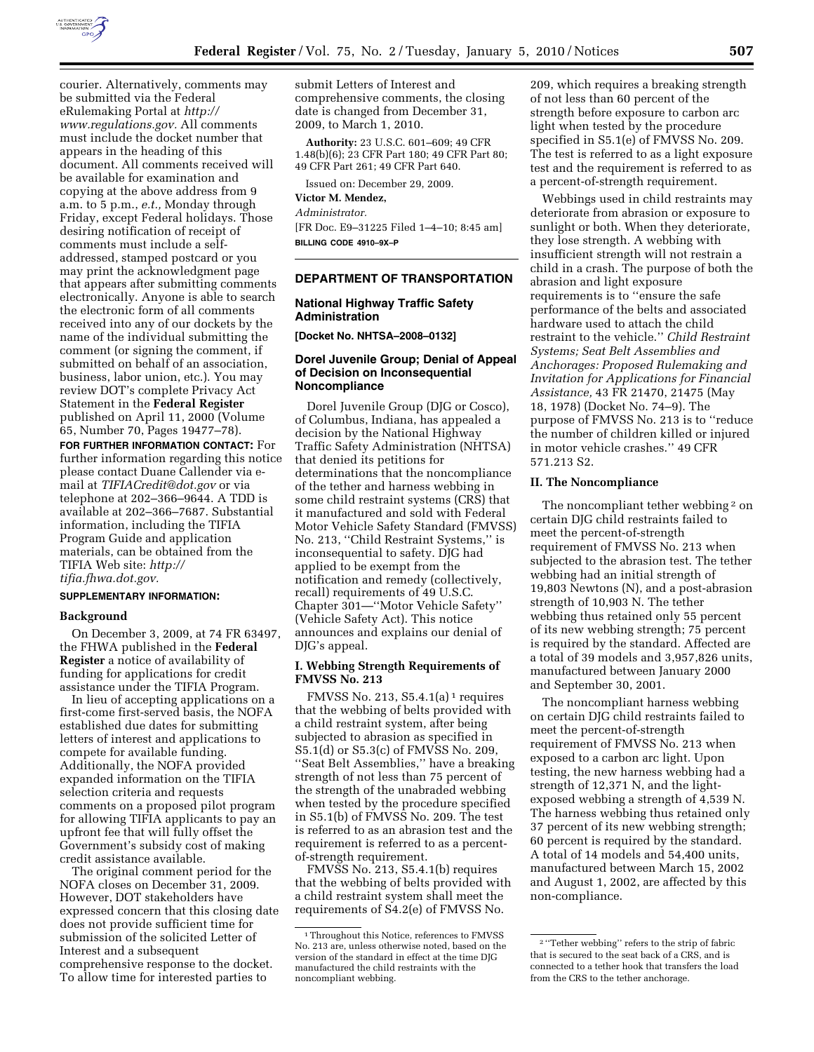courier. Alternatively, comments may be submitted via the Federal eRulemaking Portal at *http://www.regulations.gov*. All comments must include the docket number that appears in the heading of this document. All comments received will be available for examination and copying at the above address from 9 a.m. to 5 p.m., *e.t.,* Monday through Friday, except Federal holidays. Those desiring notification of receipt of comments must include a self-addressed, stamped postcard or you may print the acknowledgment page that appears after submitting comments electronically. Anyone is able to search the electronic form of all comments received into any of our dockets by the name of the individual submitting the comment (or signing the comment, if submitted on behalf of an association, business, labor union, etc.). You may review DOT's complete Privacy Act Statement in the **Federal Register** published on April 11, 2000 (Volume 65, Number 70, Pages 19477–78).

**FOR FURTHER INFORMATION CONTACT:** For further information regarding this notice please contact Duane Callender via e-mail at *TIFIACredit@dot.gov* or via telephone at 202–366–9644. A TDD is available at 202–366–7687. Substantial information, including the TIFIA Program Guide and application materials, can be obtained from the TIFIA Web site: *http://tifia.fhwa.dot.gov.*

**SUPPLEMENTARY INFORMATION:**

**Background**

On December 3, 2009, at 74 FR 63497, the FHWA published in the **Federal Register** a notice of availability of funding for applications for credit assistance under the TIFIA Program.

In lieu of accepting applications on a first-come first-served basis, the NOFA established due dates for submitting letters of interest and applications to compete for available funding. Additionally, the NOFA provided expanded information on the TIFIA selection criteria and requests comments on a proposed pilot program for allowing TIFIA applicants to pay an upfront fee that will fully offset the Government's subsidy cost of making credit assistance available.

The original comment period for the NOFA closes on December 31, 2009. However, DOT stakeholders have expressed concern that this closing date does not provide sufficient time for submission of the solicited Letter of Interest and a subsequent comprehensive response to the docket. To allow time for interested parties to submit Letters of Interest and comprehensive comments, the closing date is changed from December 31, 2009, to March 1, 2010.

**Authority:** 23 U.S.C. 601–609; 49 CFR 1.48(b)(6); 23 CFR Part 180; 49 CFR Part 80; 49 CFR Part 261; 49 CFR Part 640.

Issued on: December 29, 2009.

**Victor M. Mendez,**

*Administrator.*

[FR Doc. E9–31225 Filed 1–4–10; 8:45 am]

**BILLING CODE 4910–9X–P**

## DEPARTMENT OF TRANSPORTATION

### National Highway Traffic Safety Administration

**[Docket No. NHTSA–2008–0132]**

### Dorel Juvenile Group; Denial of Appeal of Decision on Inconsequential Noncompliance

Dorel Juvenile Group (DJG or Cosco), of Columbus, Indiana, has appealed a decision by the National Highway Traffic Safety Administration (NHTSA) that denied its petitions for determinations that the noncompliance of the tether and harness webbing in some child restraint systems (CRS) that it manufactured and sold with Federal Motor Vehicle Safety Standard (FMVSS) No. 213, ''Child Restraint Systems,'' is inconsequential to safety. DJG had applied to be exempt from the notification and remedy (collectively, recall) requirements of 49 U.S.C. Chapter 301—''Motor Vehicle Safety'' (Vehicle Safety Act). This notice announces and explains our denial of DJG's appeal.

#### I. Webbing Strength Requirements of FMVSS No. 213

FMVSS No. 213, S5.4.1(a) [1] requires that the webbing of belts provided with a child restraint system, after being subjected to abrasion as specified in S5.1(d) or S5.3(c) of FMVSS No. 209, ''Seat Belt Assemblies,'' have a breaking strength of not less than 75 percent of the strength of the unabraded webbing when tested by the procedure specified in S5.1(b) of FMVSS No. 209. The test is referred to as an abrasion test and the requirement is referred to as a percent-of-strength requirement.

FMVSS No. 213, S5.4.1(b) requires that the webbing of belts provided with a child restraint system shall meet the requirements of S4.2(e) of FMVSS No. 209, which requires a breaking strength of not less than 60 percent of the strength before exposure to carbon arc light when tested by the procedure specified in S5.1(e) of FMVSS No. 209. The test is referred to as a light exposure test and the requirement is referred to as a percent-of-strength requirement.

Webbings used in child restraints may deteriorate from abrasion or exposure to sunlight or both. When they deteriorate, they lose strength. A webbing with insufficient strength will not restrain a child in a crash. The purpose of both the abrasion and light exposure requirements is to ''ensure the safe performance of the belts and associated hardware used to attach the child restraint to the vehicle.'' *Child Restraint Systems; Seat Belt Assemblies and Anchorages: Proposed Rulemaking and Invitation for Applications for Financial Assistance,* 43 FR 21470, 21475 (May 18, 1978) (Docket No. 74–9). The purpose of FMVSS No. 213 is to ''reduce the number of children killed or injured in motor vehicle crashes.'' 49 CFR 571.213 S2.

#### II. The Noncompliance

The noncompliant tether webbing [2] on certain DJG child restraints failed to meet the percent-of-strength requirement of FMVSS No. 213 when subjected to the abrasion test. The tether webbing had an initial strength of 19,803 Newtons (N), and a post-abrasion strength of 10,903 N. The tether webbing thus retained only 55 percent of its new webbing strength; 75 percent is required by the standard. Affected are a total of 39 models and 3,957,826 units, manufactured between January 2000 and September 30, 2001.

The noncompliant harness webbing on certain DJG child restraints failed to meet the percent-of-strength requirement of FMVSS No. 213 when exposed to a carbon arc light. Upon testing, the new harness webbing had a strength of 12,371 N, and the light-exposed webbing a strength of 4,539 N. The harness webbing thus retained only 37 percent of its new webbing strength; 60 percent is required by the standard. A total of 14 models and 54,400 units, manufactured between March 15, 2002 and August 1, 2002, are affected by this non-compliance.

[1] Throughout this Notice, references to FMVSS No. 213 are, unless otherwise noted, based on the version of the standard in effect at the time DJG manufactured the child restraints with the noncompliant webbing.

[2] ''Tether webbing'' refers to the strip of fabric that is secured to the seat back of a CRS, and is connected to a tether hook that transfers the load from the CRS to the tether anchorage.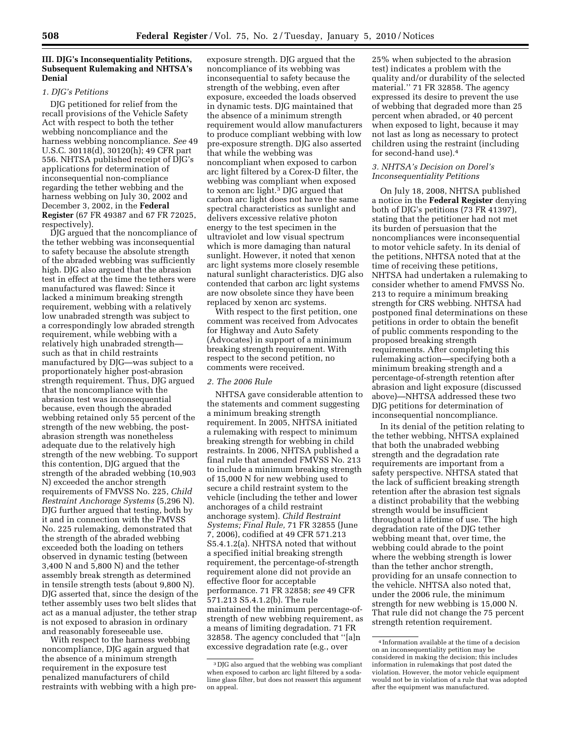## III. DJG's Inconsequentiality Petitions, Subsequent Rulemaking and NHTSA's Denial

### *1. DJG's Petitions*

DJG petitioned for relief from the recall provisions of the Vehicle Safety Act with respect to both the tether webbing noncompliance and the harness webbing noncompliance. *See* 49 U.S.C. 30118(d), 30120(h); 49 CFR part 556. NHTSA published receipt of DJG's applications for determination of inconsequential non-compliance regarding the tether webbing and the harness webbing on July 30, 2002 and December 3, 2002, in the **Federal Register** (67 FR 49387 and 67 FR 72025, respectively).

DJG argued that the noncompliance of the tether webbing was inconsequential to safety because the absolute strength of the abraded webbing was sufficiently high. DJG also argued that the abrasion test in effect at the time the tethers were manufactured was flawed: Since it lacked a minimum breaking strength requirement, webbing with a relatively low unabraded strength was subject to a correspondingly low abraded strength requirement, while webbing with a relatively high unabraded strength—such as that in child restraints manufactured by DJG—was subject to a proportionately higher post-abrasion strength requirement. Thus, DJG argued that the noncompliance with the abrasion test was inconsequential because, even though the abraded webbing retained only 55 percent of the strength of the new webbing, the post-abrasion strength was nonetheless adequate due to the relatively high strength of the new webbing. To support this contention, DJG argued that the strength of the abraded webbing (10,903 N) exceeded the anchor strength requirements of FMVSS No. 225, *Child Restraint Anchorage Systems* (5,296 N). DJG further argued that testing, both by it and in connection with the FMVSS No. 225 rulemaking, demonstrated that the strength of the abraded webbing exceeded both the loading on tethers observed in dynamic testing (between 3,400 N and 5,800 N) and the tether assembly break strength as determined in tensile strength tests (about 9,800 N). DJG asserted that, since the design of the tether assembly uses two belt slides that act as a manual adjuster, the tether strap is not exposed to abrasion in ordinary and reasonably foreseeable use.

With respect to the harness webbing noncompliance, DJG again argued that the absence of a minimum strength requirement in the exposure test penalized manufacturers of child restraints with webbing with a high pre-exposure strength. DJG argued that the noncompliance of its webbing was inconsequential to safety because the strength of the webbing, even after exposure, exceeded the loads observed in dynamic tests. DJG maintained that the absence of a minimum strength requirement would allow manufacturers to produce compliant webbing with low pre-exposure strength. DJG also asserted that while the webbing was noncompliant when exposed to carbon arc light filtered by a Corex-D filter, the webbing was compliant when exposed to xenon arc light.[3] DJG argued that carbon arc light does not have the same spectral characteristics as sunlight and delivers excessive relative photon energy to the test specimen in the ultraviolet and low visual spectrum which is more damaging than natural sunlight. However, it noted that xenon arc light systems more closely resemble natural sunlight characteristics. DJG also contended that carbon arc light systems are now obsolete since they have been replaced by xenon arc systems.

With respect to the first petition, one comment was received from Advocates for Highway and Auto Safety (Advocates) in support of a minimum breaking strength requirement. With respect to the second petition, no comments were received.

### *2. The 2006 Rule*

NHTSA gave considerable attention to the statements and comment suggesting a minimum breaking strength requirement. In 2005, NHTSA initiated a rulemaking with respect to minimum breaking strength for webbing in child restraints. In 2006, NHTSA published a final rule that amended FMVSS No. 213 to include a minimum breaking strength of 15,000 N for new webbing used to secure a child restraint system to the vehicle (including the tether and lower anchorages of a child restraint anchorage system). *Child Restraint Systems; Final Rule,* 71 FR 32855 (June 7, 2006), codified at 49 CFR 571.213 S5.4.1.2(a). NHTSA noted that without a specified initial breaking strength requirement, the percentage-of-strength requirement alone did not provide an effective floor for acceptable performance. 71 FR 32858; *see* 49 CFR 571.213 S5.4.1.2(b). The rule maintained the minimum percentage-of-strength of new webbing requirement, as a means of limiting degradation. 71 FR 32858. The agency concluded that "[a]n excessive degradation rate (e.g., over 25% when subjected to the abrasion test) indicates a problem with the quality and/or durability of the selected material." 71 FR 32858. The agency expressed its desire to prevent the use of webbing that degraded more than 25 percent when abraded, or 40 percent when exposed to light, because it may not last as long as necessary to protect children using the restraint (including for second-hand use).[4]

### *3. NHTSA's Decision on Dorel's Inconsequentiality Petitions*

On July 18, 2008, NHTSA published a notice in the **Federal Register** denying both of DJG's petitions (73 FR 41397), stating that the petitioner had not met its burden of persuasion that the noncompliances were inconsequential to motor vehicle safety. In its denial of the petitions, NHTSA noted that at the time of receiving these petitions, NHTSA had undertaken a rulemaking to consider whether to amend FMVSS No. 213 to require a minimum breaking strength for CRS webbing. NHTSA had postponed final determinations on these petitions in order to obtain the benefit of public comments responding to the proposed breaking strength requirements. After completing this rulemaking action—specifying both a minimum breaking strength and a percentage-of-strength retention after abrasion and light exposure (discussed above)—NHTSA addressed these two DJG petitions for determination of inconsequential noncompliance.

In its denial of the petition relating to the tether webbing, NHTSA explained that both the unabraded webbing strength and the degradation rate requirements are important from a safety perspective. NHTSA stated that the lack of sufficient breaking strength retention after the abrasion test signals a distinct probability that the webbing strength would be insufficient throughout a lifetime of use. The high degradation rate of the DJG tether webbing meant that, over time, the webbing could abrade to the point where the webbing strength is lower than the tether anchor strength, providing for an unsafe connection to the vehicle. NHTSA also noted that, under the 2006 rule, the minimum strength for new webbing is 15,000 N. That rule did not change the 75 percent strength retention requirement.

[3] DJG also argued that the webbing was compliant when exposed to carbon arc light filtered by a soda-lime glass filter, but does not reassert this argument on appeal.

[4] Information available at the time of a decision on an inconsequentiality petition may be considered in making the decision; this includes information in rulemakings that post dated the violation. However, the motor vehicle equipment would not be in violation of a rule that was adopted after the equipment was manufactured.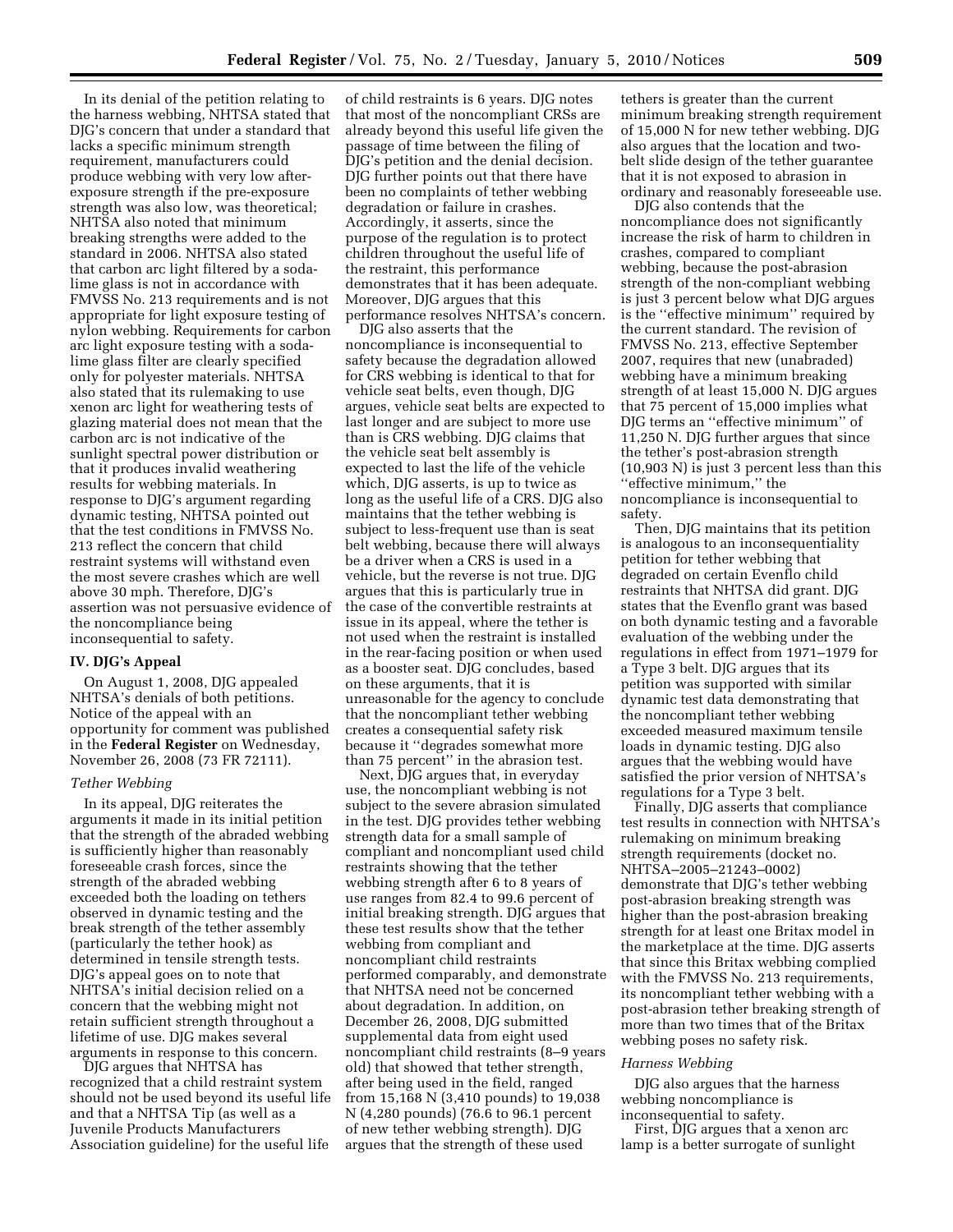In its denial of the petition relating to the harness webbing, NHTSA stated that DJG's concern that under a standard that lacks a specific minimum strength requirement, manufacturers could produce webbing with very low after-exposure strength if the pre-exposure strength was also low, was theoretical; NHTSA also noted that minimum breaking strengths were added to the standard in 2006. NHTSA also stated that carbon arc light filtered by a soda-lime glass is not in accordance with FMVSS No. 213 requirements and is not appropriate for light exposure testing of nylon webbing. Requirements for carbon arc light exposure testing with a soda-lime glass filter are clearly specified only for polyester materials. NHTSA also stated that its rulemaking to use xenon arc light for weathering tests of glazing material does not mean that the carbon arc is not indicative of the sunlight spectral power distribution or that it produces invalid weathering results for webbing materials. In response to DJG's argument regarding dynamic testing, NHTSA pointed out that the test conditions in FMVSS No. 213 reflect the concern that child restraint systems will withstand even the most severe crashes which are well above 30 mph. Therefore, DJG's assertion was not persuasive evidence of the noncompliance being inconsequential to safety.

## IV. DJG's Appeal

On August 1, 2008, DJG appealed NHTSA's denials of both petitions. Notice of the appeal with an opportunity for comment was published in the **Federal Register** on Wednesday, November 26, 2008 (73 FR 72111).

### *Tether Webbing*

In its appeal, DJG reiterates the arguments it made in its initial petition that the strength of the abraded webbing is sufficiently higher than reasonably foreseeable crash forces, since the strength of the abraded webbing exceeded both the loading on tethers observed in dynamic testing and the break strength of the tether assembly (particularly the tether hook) as determined in tensile strength tests. DJG's appeal goes on to note that NHTSA's initial decision relied on a concern that the webbing might not retain sufficient strength throughout a lifetime of use. DJG makes several arguments in response to this concern.

DJG argues that NHTSA has recognized that a child restraint system should not be used beyond its useful life and that a NHTSA Tip (as well as a Juvenile Products Manufacturers Association guideline) for the useful life of child restraints is 6 years. DJG notes that most of the noncompliant CRSs are already beyond this useful life given the passage of time between the filing of DJG's petition and the denial decision. DJG further points out that there have been no complaints of tether webbing degradation or failure in crashes. Accordingly, it asserts, since the purpose of the regulation is to protect children throughout the useful life of the restraint, this performance demonstrates that it has been adequate. Moreover, DJG argues that this performance resolves NHTSA's concern.

DJG also asserts that the noncompliance is inconsequential to safety because the degradation allowed for CRS webbing is identical to that for vehicle seat belts, even though, DJG argues, vehicle seat belts are expected to last longer and are subject to more use than is CRS webbing. DJG claims that the vehicle seat belt assembly is expected to last the life of the vehicle which, DJG asserts, is up to twice as long as the useful life of a CRS. DJG also maintains that the tether webbing is subject to less-frequent use than is seat belt webbing, because there will always be a driver when a CRS is used in a vehicle, but the reverse is not true. DJG argues that this is particularly true in the case of the convertible restraints at issue in its appeal, where the tether is not used when the restraint is installed in the rear-facing position or when used as a booster seat. DJG concludes, based on these arguments, that it is unreasonable for the agency to conclude that the noncompliant tether webbing creates a consequential safety risk because it "degrades somewhat more than 75 percent" in the abrasion test.

Next, DJG argues that, in everyday use, the noncompliant webbing is not subject to the severe abrasion simulated in the test. DJG provides tether webbing strength data for a small sample of compliant and noncompliant used child restraints showing that the tether webbing strength after 6 to 8 years of use ranges from 82.4 to 99.6 percent of initial breaking strength. DJG argues that these test results show that the tether webbing from compliant and noncompliant child restraints performed comparably, and demonstrate that NHTSA need not be concerned about degradation. In addition, on December 26, 2008, DJG submitted supplemental data from eight used noncompliant child restraints (8–9 years old) that showed that tether strength, after being used in the field, ranged from 15,168 N (3,410 pounds) to 19,038 N (4,280 pounds) (76.6 to 96.1 percent of new tether webbing strength). DJG argues that the strength of these used tethers is greater than the current minimum breaking strength requirement of 15,000 N for new tether webbing. DJG also argues that the location and two-belt slide design of the tether guarantee that it is not exposed to abrasion in ordinary and reasonably foreseeable use.

DJG also contends that the noncompliance does not significantly increase the risk of harm to children in crashes, compared to compliant webbing, because the post-abrasion strength of the non-compliant webbing is just 3 percent below what DJG argues is the "effective minimum" required by the current standard. The revision of FMVSS No. 213, effective September 2007, requires that new (unabraded) webbing have a minimum breaking strength of at least 15,000 N. DJG argues that 75 percent of 15,000 implies what DJG terms an "effective minimum" of 11,250 N. DJG further argues that since the tether's post-abrasion strength (10,903 N) is just 3 percent less than this "effective minimum," the noncompliance is inconsequential to safety.

Then, DJG maintains that its petition is analogous to an inconsequentiality petition for tether webbing that degraded on certain Evenflo child restraints that NHTSA did grant. DJG states that the Evenflo grant was based on both dynamic testing and a favorable evaluation of the webbing under the regulations in effect from 1971–1979 for a Type 3 belt. DJG argues that its petition was supported with similar dynamic test data demonstrating that the noncompliant tether webbing exceeded measured maximum tensile loads in dynamic testing. DJG also argues that the webbing would have satisfied the prior version of NHTSA's regulations for a Type 3 belt.

Finally, DJG asserts that compliance test results in connection with NHTSA's rulemaking on minimum breaking strength requirements (docket no. NHTSA–2005–21243–0002) demonstrate that DJG's tether webbing post-abrasion breaking strength was higher than the post-abrasion breaking strength for at least one Britax model in the marketplace at the time. DJG asserts that since this Britax webbing complied with the FMVSS No. 213 requirements, its noncompliant tether webbing with a post-abrasion tether breaking strength of more than two times that of the Britax webbing poses no safety risk.

### *Harness Webbing*

DJG also argues that the harness webbing noncompliance is inconsequential to safety.

First, DJG argues that a xenon arc lamp is a better surrogate of sunlight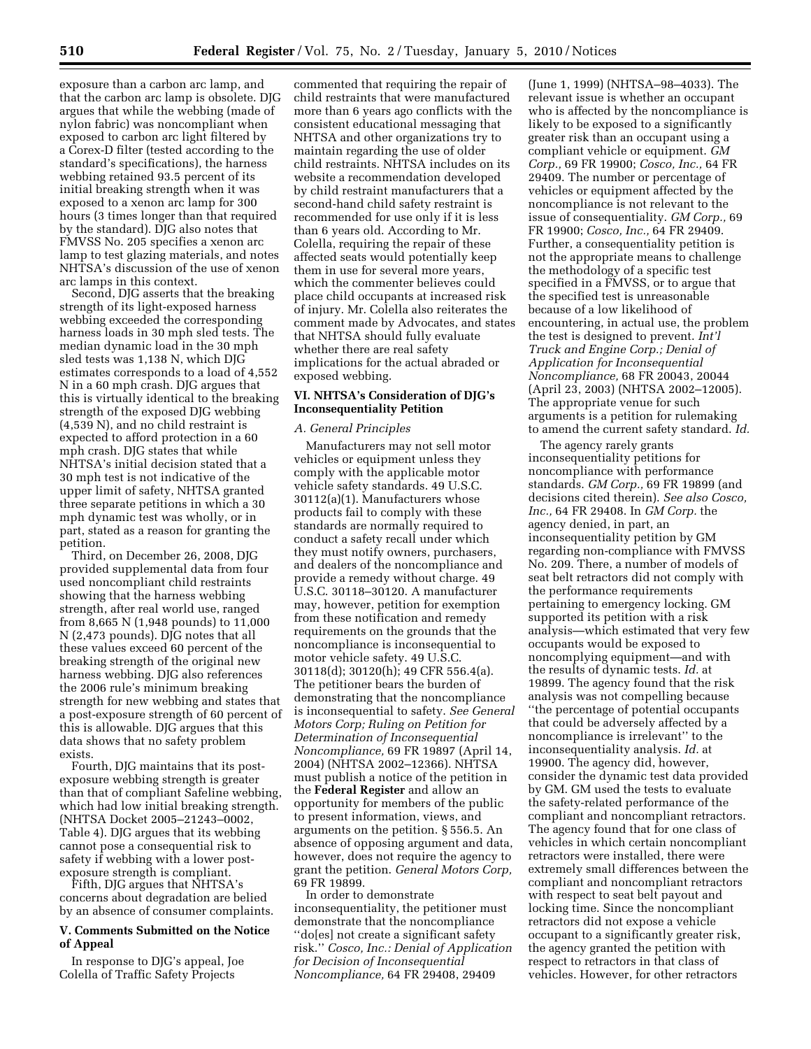exposure than a carbon arc lamp, and that the carbon arc lamp is obsolete. DJG argues that while the webbing (made of nylon fabric) was noncompliant when exposed to carbon arc light filtered by a Corex-D filter (tested according to the standard's specifications), the harness webbing retained 93.5 percent of its initial breaking strength when it was exposed to a xenon arc lamp for 300 hours (3 times longer than that required by the standard). DJG also notes that FMVSS No. 205 specifies a xenon arc lamp to test glazing materials, and notes NHTSA's discussion of the use of xenon arc lamps in this context.

Second, DJG asserts that the breaking strength of its light-exposed harness webbing exceeded the corresponding harness loads in 30 mph sled tests. The median dynamic load in the 30 mph sled tests was 1,138 N, which DJG estimates corresponds to a load of 4,552 N in a 60 mph crash. DJG argues that this is virtually identical to the breaking strength of the exposed DJG webbing (4,539 N), and no child restraint is expected to afford protection in a 60 mph crash. DJG states that while NHTSA's initial decision stated that a 30 mph test is not indicative of the upper limit of safety, NHTSA granted three separate petitions in which a 30 mph dynamic test was wholly, or in part, stated as a reason for granting the petition.

Third, on December 26, 2008, DJG provided supplemental data from four used noncompliant child restraints showing that the harness webbing strength, after real world use, ranged from 8,665 N (1,948 pounds) to 11,000 N (2,473 pounds). DJG notes that all these values exceed 60 percent of the breaking strength of the original new harness webbing. DJG also references the 2006 rule's minimum breaking strength for new webbing and states that a post-exposure strength of 60 percent of this is allowable. DJG argues that this data shows that no safety problem exists.

Fourth, DJG maintains that its post-exposure webbing strength is greater than that of compliant Safeline webbing, which had low initial breaking strength. (NHTSA Docket 2005–21243–0002, Table 4). DJG argues that its webbing cannot pose a consequential risk to safety if webbing with a lower post-exposure strength is compliant.

Fifth, DJG argues that NHTSA's concerns about degradation are belied by an absence of consumer complaints.

## V. Comments Submitted on the Notice of Appeal

In response to DJG's appeal, Joe Colella of Traffic Safety Projects commented that requiring the repair of child restraints that were manufactured more than 6 years ago conflicts with the consistent educational messaging that NHTSA and other organizations try to maintain regarding the use of older child restraints. NHTSA includes on its website a recommendation developed by child restraint manufacturers that a second-hand child safety restraint is recommended for use only if it is less than 6 years old. According to Mr. Colella, requiring the repair of these affected seats would potentially keep them in use for several more years, which the commenter believes could place child occupants at increased risk of injury. Mr. Colella also reiterates the comment made by Advocates, and states that NHTSA should fully evaluate whether there are real safety implications for the actual abraded or exposed webbing.

## VI. NHTSA's Consideration of DJG's Inconsequentiality Petition

### A. General Principles

Manufacturers may not sell motor vehicles or equipment unless they comply with the applicable motor vehicle safety standards. 49 U.S.C. 30112(a)(1). Manufacturers whose products fail to comply with these standards are normally required to conduct a safety recall under which they must notify owners, purchasers, and dealers of the noncompliance and provide a remedy without charge. 49 U.S.C. 30118–30120. A manufacturer may, however, petition for exemption from these notification and remedy requirements on the grounds that the noncompliance is inconsequential to motor vehicle safety. 49 U.S.C. 30118(d); 30120(h); 49 CFR 556.4(a). The petitioner bears the burden of demonstrating that the noncompliance is inconsequential to safety. *See General Motors Corp; Ruling on Petition for Determination of Inconsequential Noncompliance,* 69 FR 19897 (April 14, 2004) (NHTSA 2002–12366). NHTSA must publish a notice of the petition in the **Federal Register** and allow an opportunity for members of the public to present information, views, and arguments on the petition. § 556.5. An absence of opposing argument and data, however, does not require the agency to grant the petition. *General Motors Corp,* 69 FR 19899.

In order to demonstrate inconsequentiality, the petitioner must demonstrate that the noncompliance "do[es] not create a significant safety risk." *Cosco, Inc.: Denial of Application for Decision of Inconsequential Noncompliance,* 64 FR 29408, 29409 (June 1, 1999) (NHTSA–98–4033). The relevant issue is whether an occupant who is affected by the noncompliance is likely to be exposed to a significantly greater risk than an occupant using a compliant vehicle or equipment. *GM Corp.,* 69 FR 19900; *Cosco, Inc.,* 64 FR 29409. The number or percentage of vehicles or equipment affected by the noncompliance is not relevant to the issue of consequentiality. *GM Corp.,* 69 FR 19900; *Cosco, Inc.,* 64 FR 29409. Further, a consequentiality petition is not the appropriate means to challenge the methodology of a specific test specified in a FMVSS, or to argue that the specified test is unreasonable because of a low likelihood of encountering, in actual use, the problem the test is designed to prevent. *Int'l Truck and Engine Corp.; Denial of Application for Inconsequential Noncompliance,* 68 FR 20043, 20044 (April 23, 2003) (NHTSA 2002–12005). The appropriate venue for such arguments is a petition for rulemaking to amend the current safety standard. *Id.*

The agency rarely grants inconsequentiality petitions for noncompliance with performance standards. *GM Corp.,* 69 FR 19899 (and decisions cited therein). *See also Cosco, Inc.,* 64 FR 29408. In *GM Corp.* the agency denied, in part, an inconsequentiality petition by GM regarding non-compliance with FMVSS No. 209. There, a number of models of seat belt retractors did not comply with the performance requirements pertaining to emergency locking. GM supported its petition with a risk analysis—which estimated that very few occupants would be exposed to noncomplying equipment—and with the results of dynamic tests. *Id.* at 19899. The agency found that the risk analysis was not compelling because "the percentage of potential occupants that could be adversely affected by a noncompliance is irrelevant" to the inconsequentiality analysis. *Id.* at 19900. The agency did, however, consider the dynamic test data provided by GM. GM used the tests to evaluate the safety-related performance of the compliant and noncompliant retractors. The agency found that for one class of vehicles in which certain noncompliant retractors were installed, there were extremely small differences between the compliant and noncompliant retractors with respect to seat belt payout and locking time. Since the noncompliant retractors did not expose a vehicle occupant to a significantly greater risk, the agency granted the petition with respect to retractors in that class of vehicles. However, for other retractors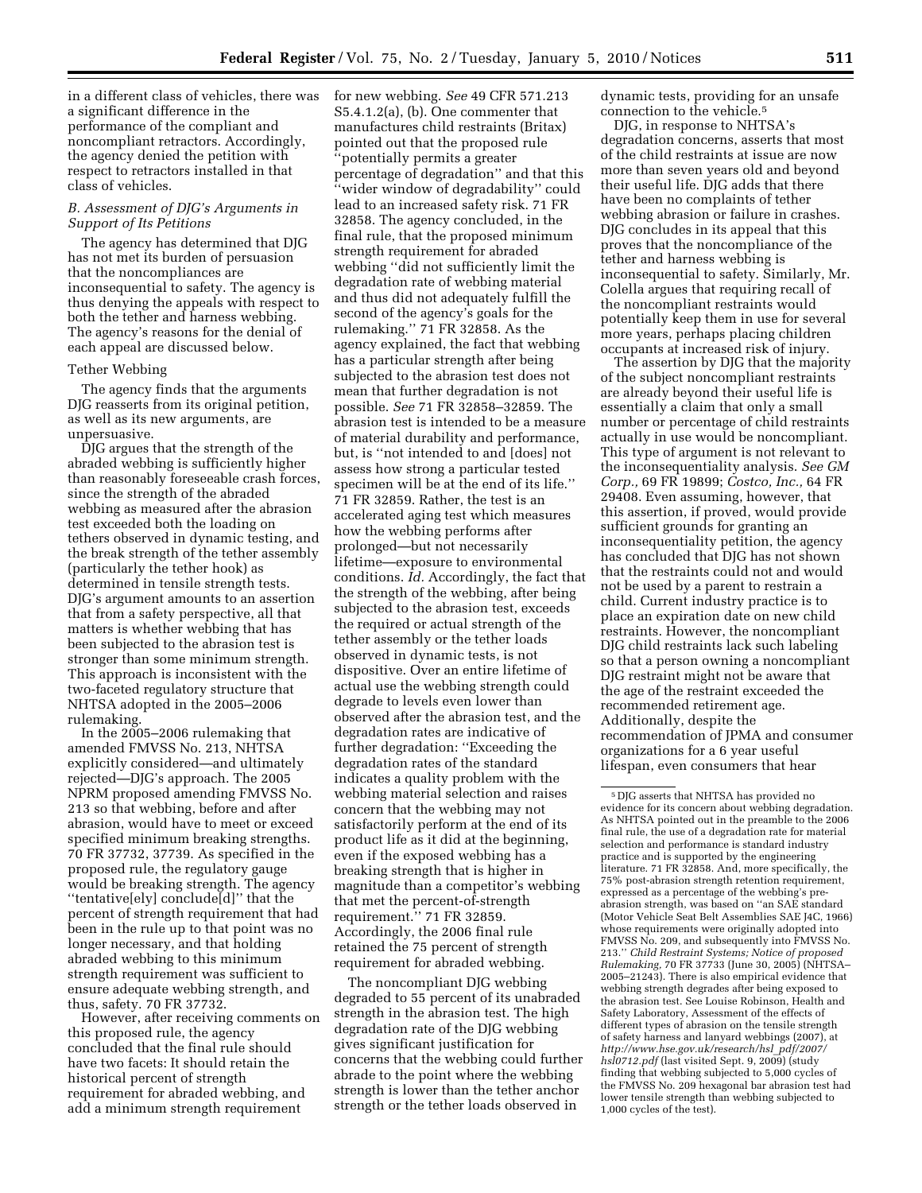in a different class of vehicles, there was a significant difference in the performance of the compliant and noncompliant retractors. Accordingly, the agency denied the petition with respect to retractors installed in that class of vehicles.

### *B. Assessment of DJG's Arguments in Support of Its Petitions*

The agency has determined that DJG has not met its burden of persuasion that the noncompliances are inconsequential to safety. The agency is thus denying the appeals with respect to both the tether and harness webbing. The agency's reasons for the denial of each appeal are discussed below.

#### Tether Webbing

The agency finds that the arguments DJG reasserts from its original petition, as well as its new arguments, are unpersuasive.

DJG argues that the strength of the abraded webbing is sufficiently higher than reasonably foreseeable crash forces, since the strength of the abraded webbing as measured after the abrasion test exceeded both the loading on tethers observed in dynamic testing, and the break strength of the tether assembly (particularly the tether hook) as determined in tensile strength tests. DJG's argument amounts to an assertion that from a safety perspective, all that matters is whether webbing that has been subjected to the abrasion test is stronger than some minimum strength. This approach is inconsistent with the two-faceted regulatory structure that NHTSA adopted in the 2005–2006 rulemaking.

In the 2005–2006 rulemaking that amended FMVSS No. 213, NHTSA explicitly considered—and ultimately rejected—DJG's approach. The 2005 NPRM proposed amending FMVSS No. 213 so that webbing, before and after abrasion, would have to meet or exceed specified minimum breaking strengths. 70 FR 37732, 37739. As specified in the proposed rule, the regulatory gauge would be breaking strength. The agency ''tentative[ely] conclude[d]'' that the percent of strength requirement that had been in the rule up to that point was no longer necessary, and that holding abraded webbing to this minimum strength requirement was sufficient to ensure adequate webbing strength, and thus, safety. 70 FR 37732.

However, after receiving comments on this proposed rule, the agency concluded that the final rule should have two facets: It should retain the historical percent of strength requirement for abraded webbing, and add a minimum strength requirement for new webbing. *See* 49 CFR 571.213 S5.4.1.2(a), (b). One commenter that manufactures child restraints (Britax) pointed out that the proposed rule ''potentially permits a greater percentage of degradation'' and that this ''wider window of degradability'' could lead to an increased safety risk. 71 FR 32858. The agency concluded, in the final rule, that the proposed minimum strength requirement for abraded webbing ''did not sufficiently limit the degradation rate of webbing material and thus did not adequately fulfill the second of the agency's goals for the rulemaking.'' 71 FR 32858. As the agency explained, the fact that webbing has a particular strength after being subjected to the abrasion test does not mean that further degradation is not possible. *See* 71 FR 32858–32859. The abrasion test is intended to be a measure of material durability and performance, but, is ''not intended to and [does] not assess how strong a particular tested specimen will be at the end of its life.'' 71 FR 32859. Rather, the test is an accelerated aging test which measures how the webbing performs after prolonged—but not necessarily lifetime—exposure to environmental conditions. *Id.* Accordingly, the fact that the strength of the webbing, after being subjected to the abrasion test, exceeds the required or actual strength of the tether assembly or the tether loads observed in dynamic tests, is not dispositive. Over an entire lifetime of actual use the webbing strength could degrade to levels even lower than observed after the abrasion test, and the degradation rates are indicative of further degradation: ''Exceeding the degradation rates of the standard indicates a quality problem with the webbing material selection and raises concern that the webbing may not satisfactorily perform at the end of its product life as it did at the beginning, even if the exposed webbing has a breaking strength that is higher in magnitude than a competitor's webbing that met the percent-of-strength requirement.'' 71 FR 32859. Accordingly, the 2006 final rule retained the 75 percent of strength requirement for abraded webbing.

The noncompliant DJG webbing degraded to 55 percent of its unabraded strength in the abrasion test. The high degradation rate of the DJG webbing gives significant justification for concerns that the webbing could further abrade to the point where the webbing strength is lower than the tether anchor strength or the tether loads observed in dynamic tests, providing for an unsafe connection to the vehicle.[5]

DJG, in response to NHTSA's degradation concerns, asserts that most of the child restraints at issue are now more than seven years old and beyond their useful life. DJG adds that there have been no complaints of tether webbing abrasion or failure in crashes. DJG concludes in its appeal that this proves that the noncompliance of the tether and harness webbing is inconsequential to safety. Similarly, Mr. Colella argues that requiring recall of the noncompliant restraints would potentially keep them in use for several more years, perhaps placing children occupants at increased risk of injury.

The assertion by DJG that the majority of the subject noncompliant restraints are already beyond their useful life is essentially a claim that only a small number or percentage of child restraints actually in use would be noncompliant. This type of argument is not relevant to the inconsequentiality analysis. *See GM Corp.,* 69 FR 19899; *Costco, Inc.,* 64 FR 29408. Even assuming, however, that this assertion, if proved, would provide sufficient grounds for granting an inconsequentiality petition, the agency has concluded that DJG has not shown that the restraints could not and would not be used by a parent to restrain a child. Current industry practice is to place an expiration date on new child restraints. However, the noncompliant DJG child restraints lack such labeling so that a person owning a noncompliant DJG restraint might not be aware that the age of the restraint exceeded the recommended retirement age. Additionally, despite the recommendation of JPMA and consumer organizations for a 6 year useful lifespan, even consumers that hear

---

[5] DJG asserts that NHTSA has provided no evidence for its concern about webbing degradation. As NHTSA pointed out in the preamble to the 2006 final rule, the use of a degradation rate for material selection and performance is standard industry practice and is supported by the engineering literature. 71 FR 32858. And, more specifically, the 75% post-abrasion strength retention requirement, expressed as a percentage of the webbing's pre-abrasion strength, was based on ''an SAE standard (Motor Vehicle Seat Belt Assemblies SAE J4C, 1966) whose requirements were originally adopted into FMVSS No. 209, and subsequently into FMVSS No. 213.'' *Child Restraint Systems; Notice of proposed Rulemaking,* 70 FR 37733 (June 30, 2005) (NHTSA–2005–21243). There is also empirical evidence that webbing strength degrades after being exposed to the abrasion test. See Louise Robinson, Health and Safety Laboratory, Assessment of the effects of different types of abrasion on the tensile strength of safety harness and lanyard webbings (2007), at *http://www.hse.gov.uk/research/hsl_pdf/2007/hsl0712.pdf* (last visited Sept. 9, 2009) (study finding that webbing subjected to 5,000 cycles of the FMVSS No. 209 hexagonal bar abrasion test had lower tensile strength than webbing subjected to 1,000 cycles of the test).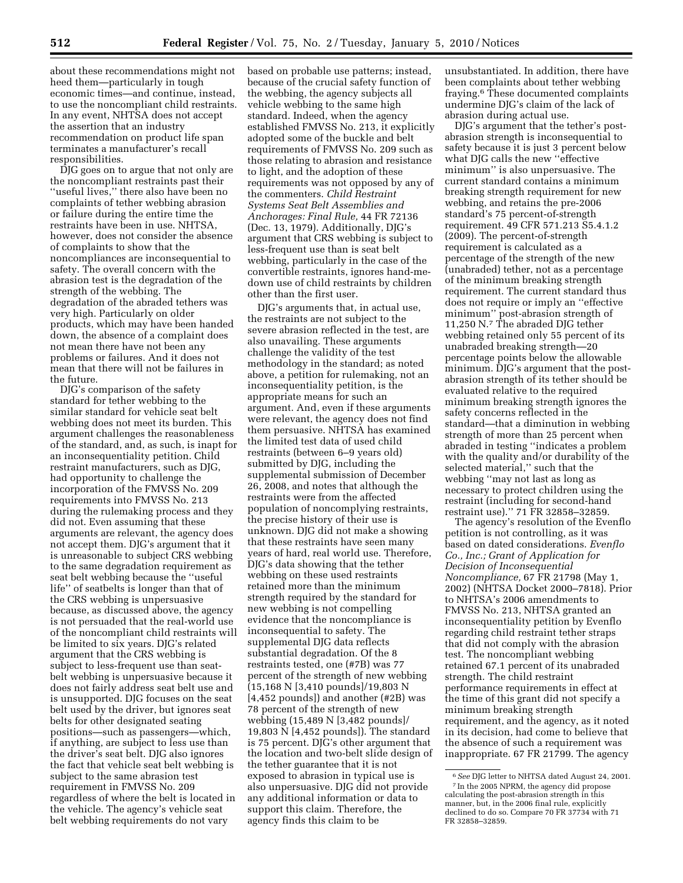about these recommendations might not heed them—particularly in tough economic times—and continue, instead, to use the noncompliant child restraints. In any event, NHTSA does not accept the assertion that an industry recommendation on product life span terminates a manufacturer's recall responsibilities.

DJG goes on to argue that not only are the noncompliant restraints past their ''useful lives,'' there also have been no complaints of tether webbing abrasion or failure during the entire time the restraints have been in use. NHTSA, however, does not consider the absence of complaints to show that the noncompliances are inconsequential to safety. The overall concern with the abrasion test is the degradation of the strength of the webbing. The degradation of the abraded tethers was very high. Particularly on older products, which may have been handed down, the absence of a complaint does not mean there have not been any problems or failures. And it does not mean that there will not be failures in the future.

DJG's comparison of the safety standard for tether webbing to the similar standard for vehicle seat belt webbing does not meet its burden. This argument challenges the reasonableness of the standard, and, as such, is inapt for an inconsequentiality petition. Child restraint manufacturers, such as DJG, had opportunity to challenge the incorporation of the FMVSS No. 209 requirements into FMVSS No. 213 during the rulemaking process and they did not. Even assuming that these arguments are relevant, the agency does not accept them. DJG's argument that it is unreasonable to subject CRS webbing to the same degradation requirement as seat belt webbing because the ''useful life'' of seatbelts is longer than that of the CRS webbing is unpersuasive because, as discussed above, the agency is not persuaded that the real-world use of the noncompliant child restraints will be limited to six years. DJG's related argument that the CRS webbing is subject to less-frequent use than seat-belt webbing is unpersuasive because it does not fairly address seat belt use and is unsupported. DJG focuses on the seat belt used by the driver, but ignores seat belts for other designated seating positions—such as passengers—which, if anything, are subject to less use than the driver's seat belt. DJG also ignores the fact that vehicle seat belt webbing is subject to the same abrasion test requirement in FMVSS No. 209 regardless of where the belt is located in the vehicle. The agency's vehicle seat belt webbing requirements do not vary based on probable use patterns; instead, because of the crucial safety function of the webbing, the agency subjects all vehicle webbing to the same high standard. Indeed, when the agency established FMVSS No. 213, it explicitly adopted some of the buckle and belt requirements of FMVSS No. 209 such as those relating to abrasion and resistance to light, and the adoption of these requirements was not opposed by any of the commenters. *Child Restraint Systems Seat Belt Assemblies and Anchorages: Final Rule,* 44 FR 72136 (Dec. 13, 1979). Additionally, DJG's argument that CRS webbing is subject to less-frequent use than is seat belt webbing, particularly in the case of the convertible restraints, ignores hand-me-down use of child restraints by children other than the first user.

DJG's arguments that, in actual use, the restraints are not subject to the severe abrasion reflected in the test, are also unavailing. These arguments challenge the validity of the test methodology in the standard; as noted above, a petition for rulemaking, not an inconsequentiality petition, is the appropriate means for such an argument. And, even if these arguments were relevant, the agency does not find them persuasive. NHTSA has examined the limited test data of used child restraints (between 6–9 years old) submitted by DJG, including the supplemental submission of December 26, 2008, and notes that although the restraints were from the affected population of noncomplying restraints, the precise history of their use is unknown. DJG did not make a showing that these restraints have seen many years of hard, real world use. Therefore, DJG's data showing that the tether webbing on these used restraints retained more than the minimum strength required by the standard for new webbing is not compelling evidence that the noncompliance is inconsequential to safety. The supplemental DJG data reflects substantial degradation. Of the 8 restraints tested, one (#7B) was 77 percent of the strength of new webbing (15,168 N [3,410 pounds]/19,803 N [4,452 pounds]) and another (#2B) was 78 percent of the strength of new webbing (15,489 N [3,482 pounds]/ 19,803 N [4,452 pounds]). The standard is 75 percent. DJG's other argument that the location and two-belt slide design of the tether guarantee that it is not exposed to abrasion in typical use is also unpersuasive. DJG did not provide any additional information or data to support this claim. Therefore, the agency finds this claim to be unsubstantiated. In addition, there have been complaints about tether webbing fraying.[6] These documented complaints undermine DJG's claim of the lack of abrasion during actual use.

DJG's argument that the tether's post-abrasion strength is inconsequential to safety because it is just 3 percent below what DJG calls the new ''effective minimum'' is also unpersuasive. The current standard contains a minimum breaking strength requirement for new webbing, and retains the pre-2006 standard's 75 percent-of-strength requirement. 49 CFR 571.213 S5.4.1.2 (2009). The percent-of-strength requirement is calculated as a percentage of the strength of the new (unabraded) tether, not as a percentage of the minimum breaking strength requirement. The current standard thus does not require or imply an ''effective minimum'' post-abrasion strength of 11,250 N.[7] The abraded DJG tether webbing retained only 55 percent of its unabraded breaking strength—20 percentage points below the allowable minimum. DJG's argument that the post-abrasion strength of its tether should be evaluated relative to the required minimum breaking strength ignores the safety concerns reflected in the standard—that a diminution in webbing strength of more than 25 percent when abraded in testing ''indicates a problem with the quality and/or durability of the selected material,'' such that the webbing ''may not last as long as necessary to protect children using the restraint (including for second-hand restraint use).'' 71 FR 32858–32859.

The agency's resolution of the Evenflo petition is not controlling, as it was based on dated considerations. *Evenflo Co., Inc.; Grant of Application for Decision of Inconsequential Noncompliance,* 67 FR 21798 (May 1, 2002) (NHTSA Docket 2000–7818). Prior to NHTSA's 2006 amendments to FMVSS No. 213, NHTSA granted an inconsequentiality petition by Evenflo regarding child restraint tether straps that did not comply with the abrasion test. The noncompliant webbing retained 67.1 percent of its unabraded strength. The child restraint performance requirements in effect at the time of this grant did not specify a minimum breaking strength requirement, and the agency, as it noted in its decision, had come to believe that the absence of such a requirement was inappropriate. 67 FR 21799. The agency

[6] *See* DJG letter to NHTSA dated August 24, 2001.

[7] In the 2005 NPRM, the agency did propose calculating the post-abrasion strength in this manner, but, in the 2006 final rule, explicitly declined to do so. Compare 70 FR 37734 with 71 FR 32858–32859.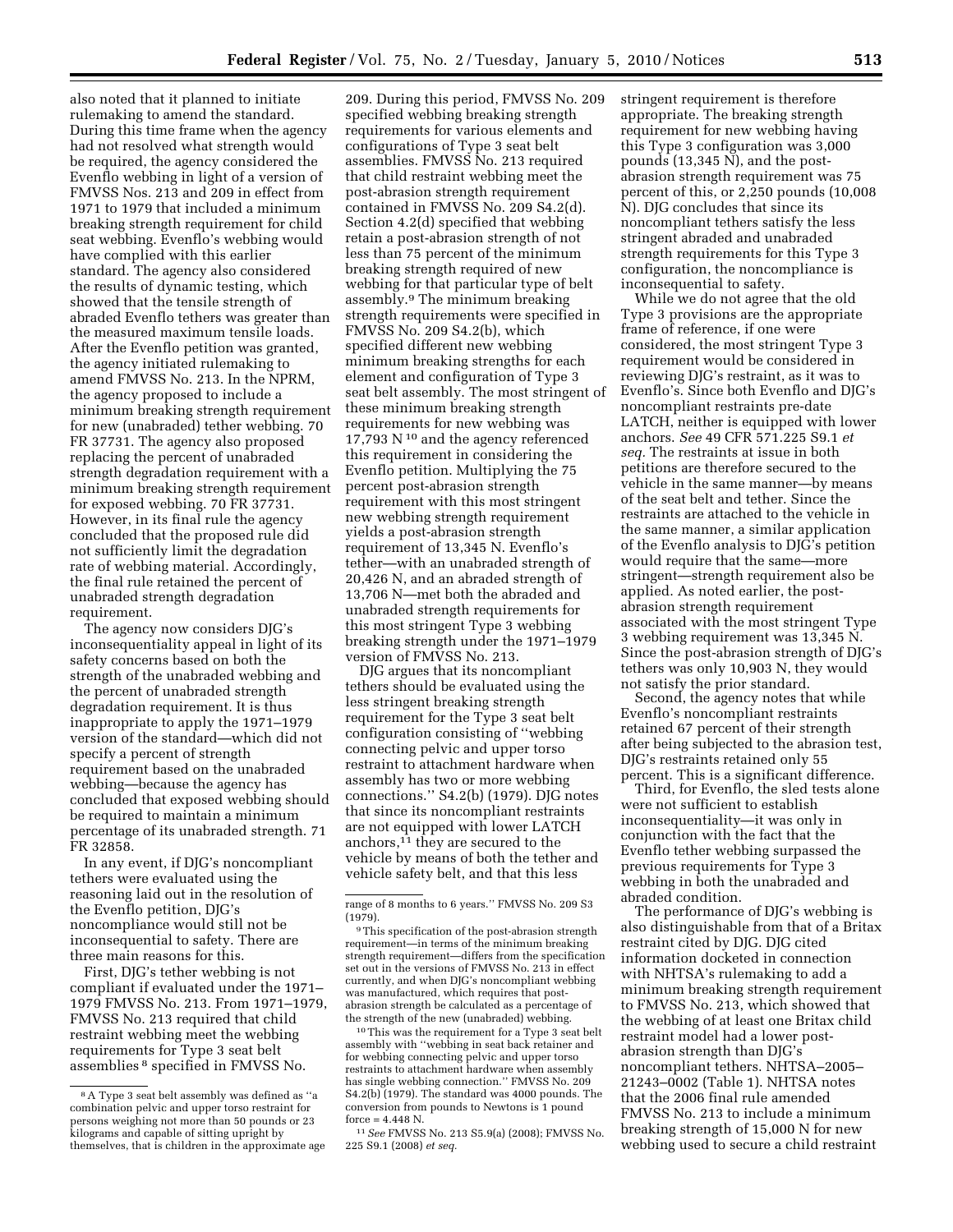also noted that it planned to initiate rulemaking to amend the standard. During this time frame when the agency had not resolved what strength would be required, the agency considered the Evenflo webbing in light of a version of FMVSS Nos. 213 and 209 in effect from 1971 to 1979 that included a minimum breaking strength requirement for child seat webbing. Evenflo's webbing would have complied with this earlier standard. The agency also considered the results of dynamic testing, which showed that the tensile strength of abraded Evenflo tethers was greater than the measured maximum tensile loads. After the Evenflo petition was granted, the agency initiated rulemaking to amend FMVSS No. 213. In the NPRM, the agency proposed to include a minimum breaking strength requirement for new (unabraded) tether webbing. 70 FR 37731. The agency also proposed replacing the percent of unabraded strength degradation requirement with a minimum breaking strength requirement for exposed webbing. 70 FR 37731. However, in its final rule the agency concluded that the proposed rule did not sufficiently limit the degradation rate of webbing material. Accordingly, the final rule retained the percent of unabraded strength degradation requirement.

The agency now considers DJG's inconsequentiality appeal in light of its safety concerns based on both the strength of the unabraded webbing and the percent of unabraded strength degradation requirement. It is thus inappropriate to apply the 1971–1979 version of the standard—which did not specify a percent of strength requirement based on the unabraded webbing—because the agency has concluded that exposed webbing should be required to maintain a minimum percentage of its unabraded strength. 71 FR 32858.

In any event, if DJG's noncompliant tethers were evaluated using the reasoning laid out in the resolution of the Evenflo petition, DJG's noncompliance would still not be inconsequential to safety. There are three main reasons for this.

First, DJG's tether webbing is not compliant if evaluated under the 1971–1979 FMVSS No. 213. From 1971–1979, FMVSS No. 213 required that child restraint webbing meet the webbing requirements for Type 3 seat belt assemblies [8] specified in FMVSS No. 209. During this period, FMVSS No. 209 specified webbing breaking strength requirements for various elements and configurations of Type 3 seat belt assemblies. FMVSS No. 213 required that child restraint webbing meet the post-abrasion strength requirement contained in FMVSS No. 209 S4.2(d). Section 4.2(d) specified that webbing retain a post-abrasion strength of not less than 75 percent of the minimum breaking strength required of new webbing for that particular type of belt assembly.[9] The minimum breaking strength requirements were specified in FMVSS No. 209 S4.2(b), which specified different new webbing minimum breaking strengths for each element and configuration of Type 3 seat belt assembly. The most stringent of these minimum breaking strength requirements for new webbing was 17,793 N [10] and the agency referenced this requirement in considering the Evenflo petition. Multiplying the 75 percent post-abrasion strength requirement with this most stringent new webbing strength requirement yields a post-abrasion strength requirement of 13,345 N. Evenflo's tether—with an unabraded strength of 20,426 N, and an abraded strength of 13,706 N—met both the abraded and unabraded strength requirements for this most stringent Type 3 webbing breaking strength under the 1971–1979 version of FMVSS No. 213.

DJG argues that its noncompliant tethers should be evaluated using the less stringent breaking strength requirement for the Type 3 seat belt configuration consisting of "webbing connecting pelvic and upper torso restraint to attachment hardware when assembly has two or more webbing connections." S4.2(b) (1979). DJG notes that since its noncompliant restraints are not equipped with lower LATCH anchors,[11] they are secured to the vehicle by means of both the tether and vehicle safety belt, and that this less stringent requirement is therefore appropriate. The breaking strength requirement for new webbing having this Type 3 configuration was 3,000 pounds (13,345 N), and the post-abrasion strength requirement was 75 percent of this, or 2,250 pounds (10,008 N). DJG concludes that since its noncompliant tethers satisfy the less stringent abraded and unabraded strength requirements for this Type 3 configuration, the noncompliance is inconsequential to safety.

While we do not agree that the old Type 3 provisions are the appropriate frame of reference, if one were considered, the most stringent Type 3 requirement would be considered in reviewing DJG's restraint, as it was to Evenflo's. Since both Evenflo and DJG's noncompliant restraints pre-date LATCH, neither is equipped with lower anchors. *See* 49 CFR 571.225 S9.1 *et seq.* The restraints at issue in both petitions are therefore secured to the vehicle in the same manner—by means of the seat belt and tether. Since the restraints are attached to the vehicle in the same manner, a similar application of the Evenflo analysis to DJG's petition would require that the same—more stringent—strength requirement also be applied. As noted earlier, the post-abrasion strength requirement associated with the most stringent Type 3 webbing requirement was 13,345 N. Since the post-abrasion strength of DJG's tethers was only 10,903 N, they would not satisfy the prior standard.

Second, the agency notes that while Evenflo's noncompliant restraints retained 67 percent of their strength after being subjected to the abrasion test, DJG's restraints retained only 55 percent. This is a significant difference.

Third, for Evenflo, the sled tests alone were not sufficient to establish inconsequentiality—it was only in conjunction with the fact that the Evenflo tether webbing surpassed the previous requirements for Type 3 webbing in both the unabraded and abraded condition.

The performance of DJG's webbing is also distinguishable from that of a Britax restraint cited by DJG. DJG cited information docketed in connection with NHTSA's rulemaking to add a minimum breaking strength requirement to FMVSS No. 213, which showed that the webbing of at least one Britax child restraint model had a lower post-abrasion strength than DJG's noncompliant tethers. NHTSA–2005–21243–0002 (Table 1). NHTSA notes that the 2006 final rule amended FMVSS No. 213 to include a minimum breaking strength of 15,000 N for new webbing used to secure a child restraint

---

[8] A Type 3 seat belt assembly was defined as "a combination pelvic and upper torso restraint for persons weighing not more than 50 pounds or 23 kilograms and capable of sitting upright by themselves, that is children in the approximate age range of 8 months to 6 years." FMVSS No. 209 S3 (1979).

[9] This specification of the post-abrasion strength requirement—in terms of the minimum breaking strength requirement—differs from the specification set out in the versions of FMVSS No. 213 in effect currently, and when DJG's noncompliant webbing was manufactured, which requires that post-abrasion strength be calculated as a percentage of the strength of the new (unabraded) webbing.

[10] This was the requirement for a Type 3 seat belt assembly with "webbing in seat back retainer and for webbing connecting pelvic and upper torso restraints to attachment hardware when assembly has single webbing connection." FMVSS No. 209 S4.2(b) (1979). The standard was 4000 pounds. The conversion from pounds to Newtons is 1 pound force = 4.448 N.

[11] *See* FMVSS No. 213 S5.9(a) (2008); FMVSS No. 225 S9.1 (2008) *et seq.*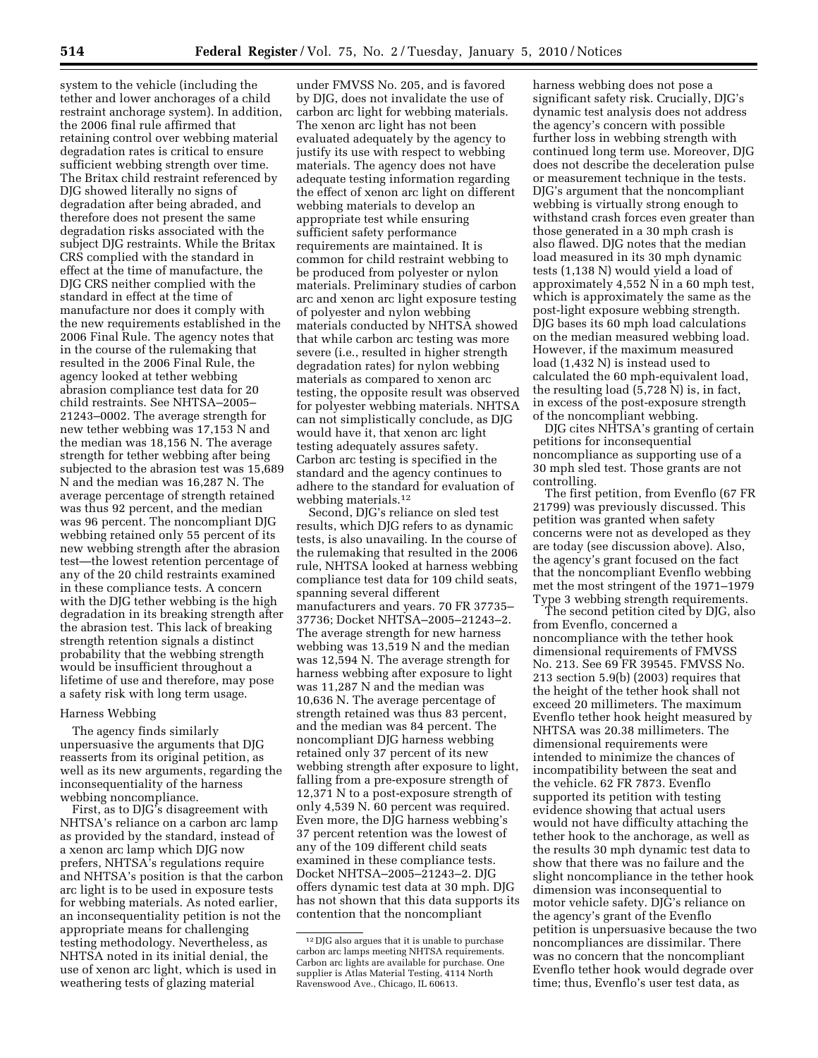system to the vehicle (including the tether and lower anchorages of a child restraint anchorage system). In addition, the 2006 final rule affirmed that retaining control over webbing material degradation rates is critical to ensure sufficient webbing strength over time. The Britax child restraint referenced by DJG showed literally no signs of degradation after being abraded, and therefore does not present the same degradation risks associated with the subject DJG restraints. While the Britax CRS complied with the standard in effect at the time of manufacture, the DJG CRS neither complied with the standard in effect at the time of manufacture nor does it comply with the new requirements established in the 2006 Final Rule. The agency notes that in the course of the rulemaking that resulted in the 2006 Final Rule, the agency looked at tether webbing abrasion compliance test data for 20 child restraints. See NHTSA–2005–21243–0002. The average strength for new tether webbing was 17,153 N and the median was 18,156 N. The average strength for tether webbing after being subjected to the abrasion test was 15,689 N and the median was 16,287 N. The average percentage of strength retained was thus 92 percent, and the median was 96 percent. The noncompliant DJG webbing retained only 55 percent of its new webbing strength after the abrasion test—the lowest retention percentage of any of the 20 child restraints examined in these compliance tests. A concern with the DJG tether webbing is the high degradation in its breaking strength after the abrasion test. This lack of breaking strength retention signals a distinct probability that the webbing strength would be insufficient throughout a lifetime of use and therefore, may pose a safety risk with long term usage.

## Harness Webbing

The agency finds similarly unpersuasive the arguments that DJG reasserts from its original petition, as well as its new arguments, regarding the inconsequentiality of the harness webbing noncompliance.

First, as to DJG's disagreement with NHTSA's reliance on a carbon arc lamp as provided by the standard, instead of a xenon arc lamp which DJG now prefers, NHTSA's regulations require and NHTSA's position is that the carbon arc light is to be used in exposure tests for webbing materials. As noted earlier, an inconsequentiality petition is not the appropriate means for challenging testing methodology. Nevertheless, as NHTSA noted in its initial denial, the use of xenon arc light, which is used in weathering tests of glazing material under FMVSS No. 205, and is favored by DJG, does not invalidate the use of carbon arc light for webbing materials. The xenon arc light has not been evaluated adequately by the agency to justify its use with respect to webbing materials. The agency does not have adequate testing information regarding the effect of xenon arc light on different webbing materials to develop an appropriate test while ensuring sufficient safety performance requirements are maintained. It is common for child restraint webbing to be produced from polyester or nylon materials. Preliminary studies of carbon arc and xenon arc light exposure testing of polyester and nylon webbing materials conducted by NHTSA showed that while carbon arc testing was more severe (i.e., resulted in higher strength degradation rates) for nylon webbing materials as compared to xenon arc testing, the opposite result was observed for polyester webbing materials. NHTSA can not simplistically conclude, as DJG would have it, that xenon arc light testing adequately assures safety. Carbon arc testing is specified in the standard and the agency continues to adhere to the standard for evaluation of webbing materials.[12]

Second, DJG's reliance on sled test results, which DJG refers to as dynamic tests, is also unavailing. In the course of the rulemaking that resulted in the 2006 rule, NHTSA looked at harness webbing compliance test data for 109 child seats, spanning several different manufacturers and years. 70 FR 37735–37736; Docket NHTSA–2005–21243–2. The average strength for new harness webbing was 13,519 N and the median was 12,594 N. The average strength for harness webbing after exposure to light was 11,287 N and the median was 10,636 N. The average percentage of strength retained was thus 83 percent, and the median was 84 percent. The noncompliant DJG harness webbing retained only 37 percent of its new webbing strength after exposure to light, falling from a pre-exposure strength of 12,371 N to a post-exposure strength of only 4,539 N. 60 percent was required. Even more, the DJG harness webbing's 37 percent retention was the lowest of any of the 109 different child seats examined in these compliance tests. Docket NHTSA–2005–21243–2. DJG offers dynamic test data at 30 mph. DJG has not shown that this data supports its contention that the noncompliant harness webbing does not pose a significant safety risk. Crucially, DJG's dynamic test analysis does not address the agency's concern with possible further loss in webbing strength with continued long term use. Moreover, DJG does not describe the deceleration pulse or measurement technique in the tests. DJG's argument that the noncompliant webbing is virtually strong enough to withstand crash forces even greater than those generated in a 30 mph crash is also flawed. DJG notes that the median load measured in its 30 mph dynamic tests (1,138 N) would yield a load of approximately 4,552 N in a 60 mph test, which is approximately the same as the post-light exposure webbing strength. DJG bases its 60 mph load calculations on the median measured webbing load. However, if the maximum measured load (1,432 N) is instead used to calculated the 60 mph-equivalent load, the resulting load (5,728 N) is, in fact, in excess of the post-exposure strength of the noncompliant webbing.

DJG cites NHTSA's granting of certain petitions for inconsequential noncompliance as supporting use of a 30 mph sled test. Those grants are not controlling.

The first petition, from Evenflo (67 FR 21799) was previously discussed. This petition was granted when safety concerns were not as developed as they are today (see discussion above). Also, the agency's grant focused on the fact that the noncompliant Evenflo webbing met the most stringent of the 1971–1979 Type 3 webbing strength requirements.

The second petition cited by DJG, also from Evenflo, concerned a noncompliance with the tether hook dimensional requirements of FMVSS No. 213. See 69 FR 39545. FMVSS No. 213 section 5.9(b) (2003) requires that the height of the tether hook shall not exceed 20 millimeters. The maximum Evenflo tether hook height measured by NHTSA was 20.38 millimeters. The dimensional requirements were intended to minimize the chances of incompatibility between the seat and the vehicle. 62 FR 7873. Evenflo supported its petition with testing evidence showing that actual users would not have difficulty attaching the tether hook to the anchorage, as well as the results 30 mph dynamic test data to show that there was no failure and the slight noncompliance in the tether hook dimension was inconsequential to motor vehicle safety. DJG's reliance on the agency's grant of the Evenflo petition is unpersuasive because the two noncompliances are dissimilar. There was no concern that the noncompliant Evenflo tether hook would degrade over time; thus, Evenflo's user test data, as

---

[12] DJG also argues that it is unable to purchase carbon arc lamps meeting NHTSA requirements. Carbon arc lights are available for purchase. One supplier is Atlas Material Testing, 4114 North Ravenswood Ave., Chicago, IL 60613.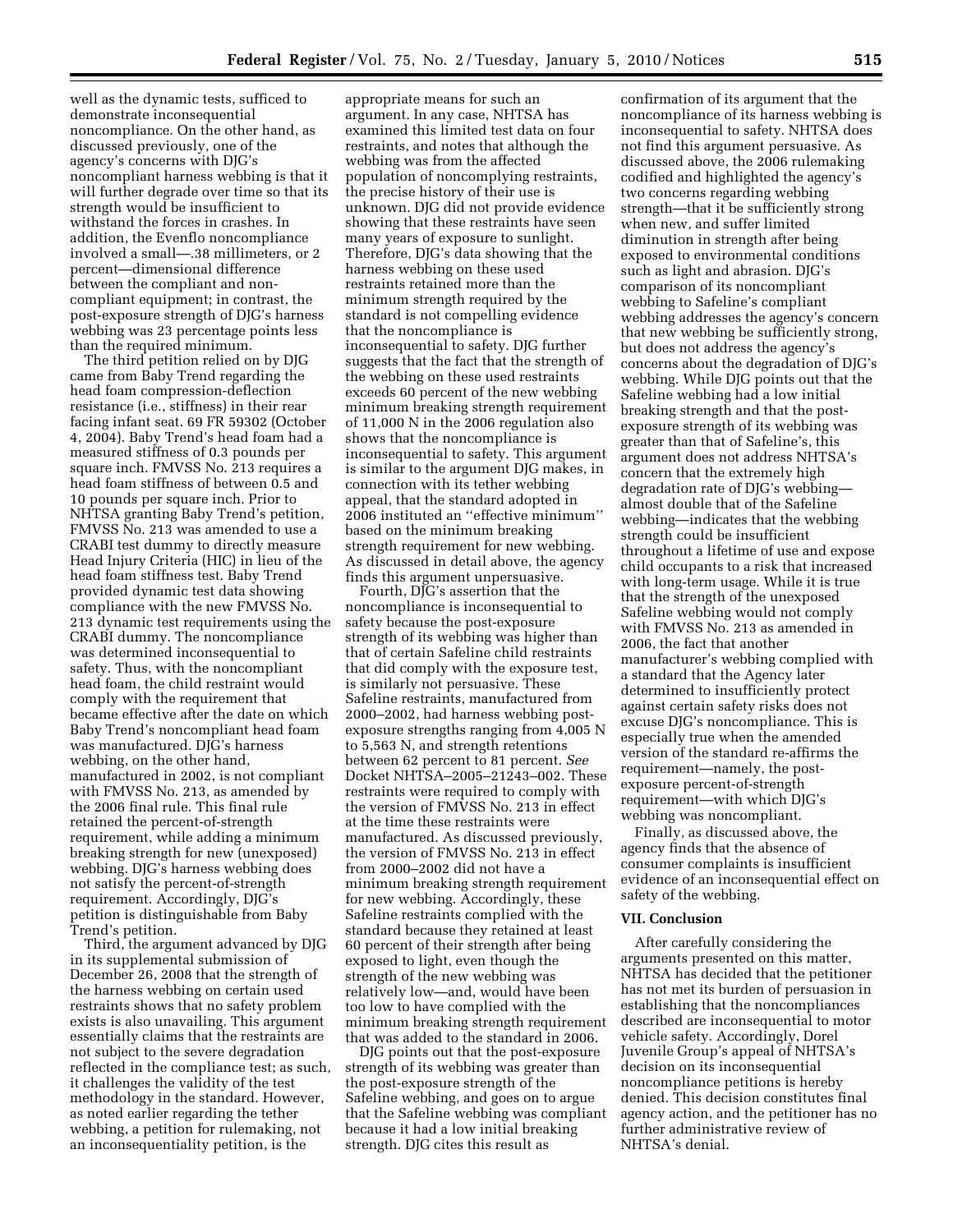well as the dynamic tests, sufficed to demonstrate inconsequential noncompliance. On the other hand, as discussed previously, one of the agency's concerns with DJG's noncompliant harness webbing is that it will further degrade over time so that its strength would be insufficient to withstand the forces in crashes. In addition, the Evenflo noncompliance involved a small—.38 millimeters, or 2 percent—dimensional difference between the compliant and non-compliant equipment; in contrast, the post-exposure strength of DJG's harness webbing was 23 percentage points less than the required minimum.

The third petition relied on by DJG came from Baby Trend regarding the head foam compression-deflection resistance (i.e., stiffness) in their rear facing infant seat. 69 FR 59302 (October 4, 2004). Baby Trend's head foam had a measured stiffness of 0.3 pounds per square inch. FMVSS No. 213 requires a head foam stiffness of between 0.5 and 10 pounds per square inch. Prior to NHTSA granting Baby Trend's petition, FMVSS No. 213 was amended to use a CRABI test dummy to directly measure Head Injury Criteria (HIC) in lieu of the head foam stiffness test. Baby Trend provided dynamic test data showing compliance with the new FMVSS No. 213 dynamic test requirements using the CRABI dummy. The noncompliance was determined inconsequential to safety. Thus, with the noncompliant head foam, the child restraint would comply with the requirement that became effective after the date on which Baby Trend's noncompliant head foam was manufactured. DJG's harness webbing, on the other hand, manufactured in 2002, is not compliant with FMVSS No. 213, as amended by the 2006 final rule. This final rule retained the percent-of-strength requirement, while adding a minimum breaking strength for new (unexposed) webbing. DJG's harness webbing does not satisfy the percent-of-strength requirement. Accordingly, DJG's petition is distinguishable from Baby Trend's petition.

Third, the argument advanced by DJG in its supplemental submission of December 26, 2008 that the strength of the harness webbing on certain used restraints shows that no safety problem exists is also unavailing. This argument essentially claims that the restraints are not subject to the severe degradation reflected in the compliance test; as such, it challenges the validity of the test methodology in the standard. However, as noted earlier regarding the tether webbing, a petition for rulemaking, not an inconsequentiality petition, is the appropriate means for such an argument. In any case, NHTSA has examined this limited test data on four restraints, and notes that although the webbing was from the affected population of noncomplying restraints, the precise history of their use is unknown. DJG did not provide evidence showing that these restraints have seen many years of exposure to sunlight. Therefore, DJG's data showing that the harness webbing on these used restraints retained more than the minimum strength required by the standard is not compelling evidence that the noncompliance is inconsequential to safety. DJG further suggests that the fact that the strength of the webbing on these used restraints exceeds 60 percent of the new webbing minimum breaking strength requirement of 11,000 N in the 2006 regulation also shows that the noncompliance is inconsequential to safety. This argument is similar to the argument DJG makes, in connection with its tether webbing appeal, that the standard adopted in 2006 instituted an ''effective minimum'' based on the minimum breaking strength requirement for new webbing. As discussed in detail above, the agency finds this argument unpersuasive.

Fourth, DJG's assertion that the noncompliance is inconsequential to safety because the post-exposure strength of its webbing was higher than that of certain Safeline child restraints that did comply with the exposure test, is similarly not persuasive. These Safeline restraints, manufactured from 2000–2002, had harness webbing post-exposure strengths ranging from 4,005 N to 5,563 N, and strength retentions between 62 percent to 81 percent. *See* Docket NHTSA–2005–21243–002. These restraints were required to comply with the version of FMVSS No. 213 in effect at the time these restraints were manufactured. As discussed previously, the version of FMVSS No. 213 in effect from 2000–2002 did not have a minimum breaking strength requirement for new webbing. Accordingly, these Safeline restraints complied with the standard because they retained at least 60 percent of their strength after being exposed to light, even though the strength of the new webbing was relatively low—and, would have been too low to have complied with the minimum breaking strength requirement that was added to the standard in 2006.

DJG points out that the post-exposure strength of its webbing was greater than the post-exposure strength of the Safeline webbing, and goes on to argue that the Safeline webbing was compliant because it had a low initial breaking strength. DJG cites this result as confirmation of its argument that the noncompliance of its harness webbing is inconsequential to safety. NHTSA does not find this argument persuasive. As discussed above, the 2006 rulemaking codified and highlighted the agency's two concerns regarding webbing strength—that it be sufficiently strong when new, and suffer limited diminution in strength after being exposed to environmental conditions such as light and abrasion. DJG's comparison of its noncompliant webbing to Safeline's compliant webbing addresses the agency's concern that new webbing be sufficiently strong, but does not address the agency's concerns about the degradation of DJG's webbing. While DJG points out that the Safeline webbing had a low initial breaking strength and that the post-exposure strength of its webbing was greater than that of Safeline's, this argument does not address NHTSA's concern that the extremely high degradation rate of DJG's webbing—almost double that of the Safeline webbing—indicates that the webbing strength could be insufficient throughout a lifetime of use and expose child occupants to a risk that increased with long-term usage. While it is true that the strength of the unexposed Safeline webbing would not comply with FMVSS No. 213 as amended in 2006, the fact that another manufacturer's webbing complied with a standard that the Agency later determined to insufficiently protect against certain safety risks does not excuse DJG's noncompliance. This is especially true when the amended version of the standard re-affirms the requirement—namely, the post-exposure percent-of-strength requirement—with which DJG's webbing was noncompliant.

Finally, as discussed above, the agency finds that the absence of consumer complaints is insufficient evidence of an inconsequential effect on safety of the webbing.

## VII. Conclusion

After carefully considering the arguments presented on this matter, NHTSA has decided that the petitioner has not met its burden of persuasion in establishing that the noncompliances described are inconsequential to motor vehicle safety. Accordingly, Dorel Juvenile Group's appeal of NHTSA's decision on its inconsequential noncompliance petitions is hereby denied. This decision constitutes final agency action, and the petitioner has no further administrative review of NHTSA's denial.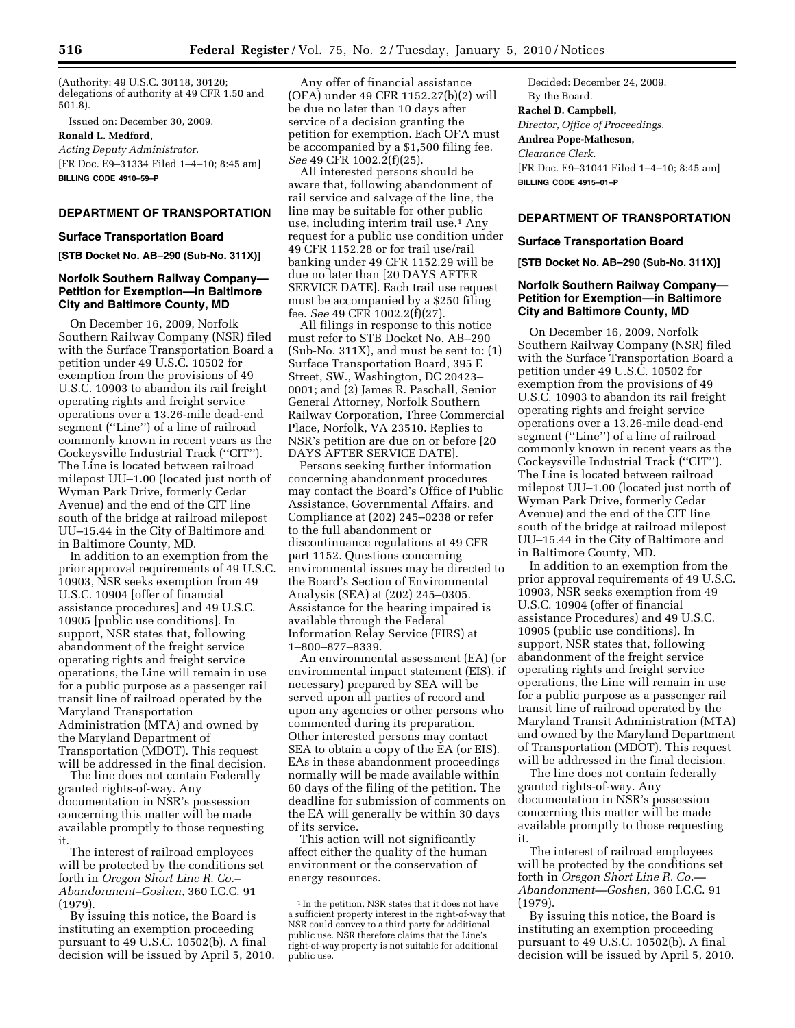(Authority: 49 U.S.C. 30118, 30120; delegations of authority at 49 CFR 1.50 and 501.8).

Issued on: December 30, 2009.

**Ronald L. Medford,**

*Acting Deputy Administrator.*

[FR Doc. E9–31334 Filed 1–4–10; 8:45 am]

**BILLING CODE 4910–59–P**

## DEPARTMENT OF TRANSPORTATION

### Surface Transportation Board

**[STB Docket No. AB–290 (Sub-No. 311X)]**

### Norfolk Southern Railway Company—Petition for Exemption—in Baltimore City and Baltimore County, MD

On December 16, 2009, Norfolk Southern Railway Company (NSR) filed with the Surface Transportation Board a petition under 49 U.S.C. 10502 for exemption from the provisions of 49 U.S.C. 10903 to abandon its rail freight operating rights and freight service operations over a 13.26-mile dead-end segment (''Line'') of a line of railroad commonly known in recent years as the Cockeysville Industrial Track (''CIT''). The Line is located between railroad milepost UU–1.00 (located just north of Wyman Park Drive, formerly Cedar Avenue) and the end of the CIT line south of the bridge at railroad milepost UU–15.44 in the City of Baltimore and in Baltimore County, MD.

In addition to an exemption from the prior approval requirements of 49 U.S.C. 10903, NSR seeks exemption from 49 U.S.C. 10904 [offer of financial assistance procedures] and 49 U.S.C. 10905 [public use conditions]. In support, NSR states that, following abandonment of the freight service operating rights and freight service operations, the Line will remain in use for a public purpose as a passenger rail transit line of railroad operated by the Maryland Transportation Administration (MTA) and owned by the Maryland Department of Transportation (MDOT). This request will be addressed in the final decision.

The line does not contain Federally granted rights-of-way. Any documentation in NSR's possession concerning this matter will be made available promptly to those requesting it.

The interest of railroad employees will be protected by the conditions set forth in *Oregon Short Line R. Co.–Abandonment–Goshen*, 360 I.C.C. 91 (1979).

By issuing this notice, the Board is instituting an exemption proceeding pursuant to 49 U.S.C. 10502(b). A final decision will be issued by April 5, 2010.

Any offer of financial assistance (OFA) under 49 CFR 1152.27(b)(2) will be due no later than 10 days after service of a decision granting the petition for exemption. Each OFA must be accompanied by a $1,500 filing fee. *See* 49 CFR 1002.2(f)(25).

All interested persons should be aware that, following abandonment of rail service and salvage of the line, the line may be suitable for other public use, including interim trail use.[1] Any request for a public use condition under 49 CFR 1152.28 or for trail use/rail banking under 49 CFR 1152.29 will be due no later than [20 DAYS AFTER SERVICE DATE]. Each trail use request must be accompanied by a $250 filing fee. *See* 49 CFR 1002.2(f)(27).

All filings in response to this notice must refer to STB Docket No. AB–290 (Sub-No. 311X), and must be sent to: (1) Surface Transportation Board, 395 E Street, SW., Washington, DC 20423–0001; and (2) James R. Paschall, Senior General Attorney, Norfolk Southern Railway Corporation, Three Commercial Place, Norfolk, VA 23510. Replies to NSR's petition are due on or before [20 DAYS AFTER SERVICE DATE].

Persons seeking further information concerning abandonment procedures may contact the Board's Office of Public Assistance, Governmental Affairs, and Compliance at (202) 245–0238 or refer to the full abandonment or discontinuance regulations at 49 CFR part 1152. Questions concerning environmental issues may be directed to the Board's Section of Environmental Analysis (SEA) at (202) 245–0305. Assistance for the hearing impaired is available through the Federal Information Relay Service (FIRS) at 1–800–877–8339.

An environmental assessment (EA) (or environmental impact statement (EIS), if necessary) prepared by SEA will be served upon all parties of record and upon any agencies or other persons who commented during its preparation. Other interested persons may contact SEA to obtain a copy of the EA (or EIS). EAs in these abandonment proceedings normally will be made available within 60 days of the filing of the petition. The deadline for submission of comments on the EA will generally be within 30 days of its service.

This action will not significantly affect either the quality of the human environment or the conservation of energy resources.

[1] In the petition, NSR states that it does not have a sufficient property interest in the right-of-way that NSR could convey to a third party for additional public use. NSR therefore claims that the Line's right-of-way property is not suitable for additional public use.

Decided: December 24, 2009.

By the Board.

**Rachel D. Campbell,**

*Director, Office of Proceedings.*

**Andrea Pope-Matheson,**

*Clearance Clerk.*

[FR Doc. E9–31041 Filed 1–4–10; 8:45 am]

**BILLING CODE 4915–01–P**

## DEPARTMENT OF TRANSPORTATION

### Surface Transportation Board

**[STB Docket No. AB–290 (Sub-No. 311X)]**

### Norfolk Southern Railway Company—Petition for Exemption—in Baltimore City and Baltimore County, MD

On December 16, 2009, Norfolk Southern Railway Company (NSR) filed with the Surface Transportation Board a petition under 49 U.S.C. 10502 for exemption from the provisions of 49 U.S.C. 10903 to abandon its rail freight operating rights and freight service operations over a 13.26-mile dead-end segment (''Line'') of a line of railroad commonly known in recent years as the Cockeysville Industrial Track (''CIT''). The Line is located between railroad milepost UU–1.00 (located just north of Wyman Park Drive, formerly Cedar Avenue) and the end of the CIT line south of the bridge at railroad milepost UU–15.44 in the City of Baltimore and in Baltimore County, MD.

In addition to an exemption from the prior approval requirements of 49 U.S.C. 10903, NSR seeks exemption from 49 U.S.C. 10904 (offer of financial assistance Procedures) and 49 U.S.C. 10905 (public use conditions). In support, NSR states that, following abandonment of the freight service operating rights and freight service operations, the Line will remain in use for a public purpose as a passenger rail transit line of railroad operated by the Maryland Transit Administration (MTA) and owned by the Maryland Department of Transportation (MDOT). This request will be addressed in the final decision.

The line does not contain federally granted rights-of-way. Any documentation in NSR's possession concerning this matter will be made available promptly to those requesting it.

The interest of railroad employees will be protected by the conditions set forth in *Oregon Short Line R. Co.—Abandonment—Goshen,* 360 I.C.C. 91 (1979).

By issuing this notice, the Board is instituting an exemption proceeding pursuant to 49 U.S.C. 10502(b). A final decision will be issued by April 5, 2010.